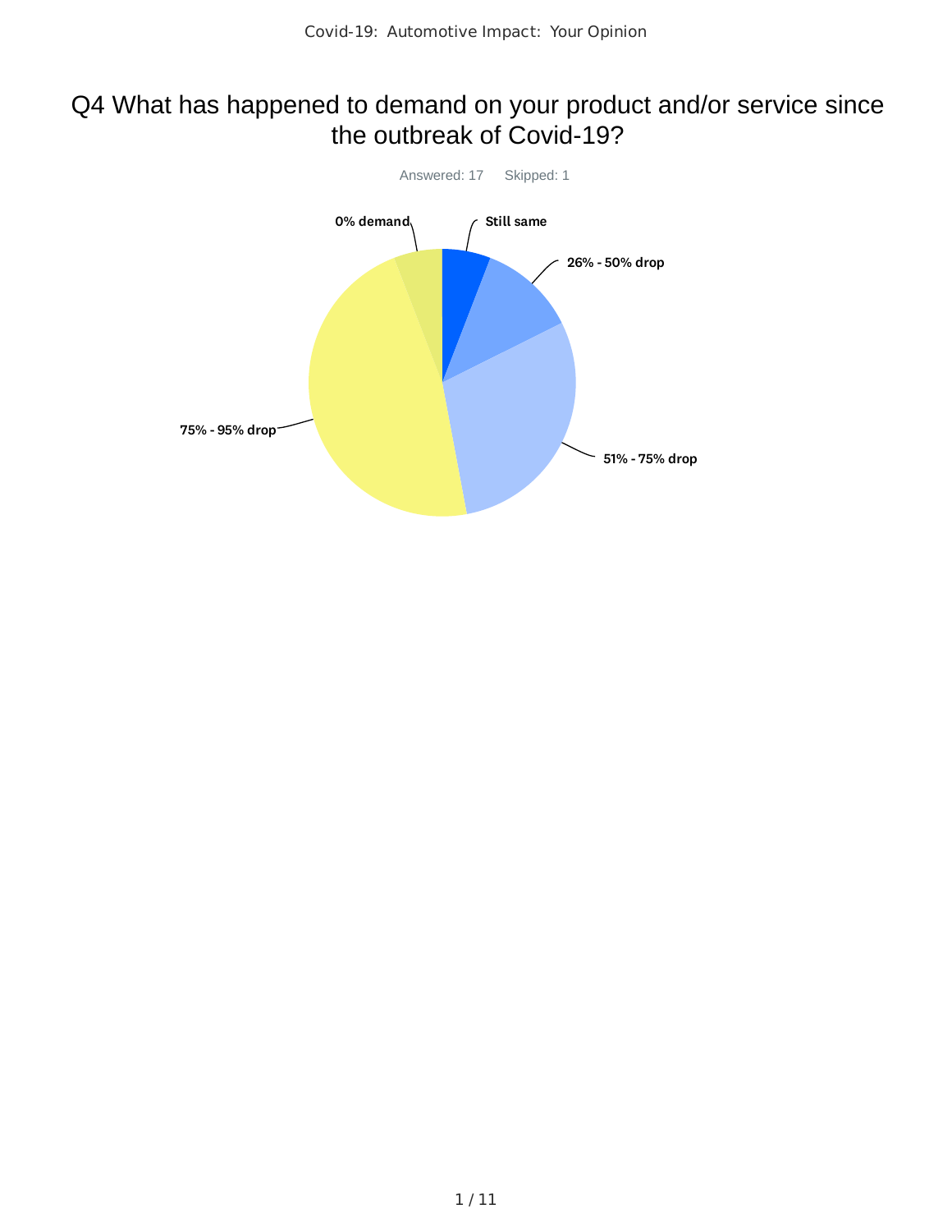# Q4 What has happened to demand on your product and/or service since the outbreak of Covid-19?

Answered: 17 Skipped: 1

0% demand

Still same

26% - 50% drop

51% - 75% drop

75% - 95% drop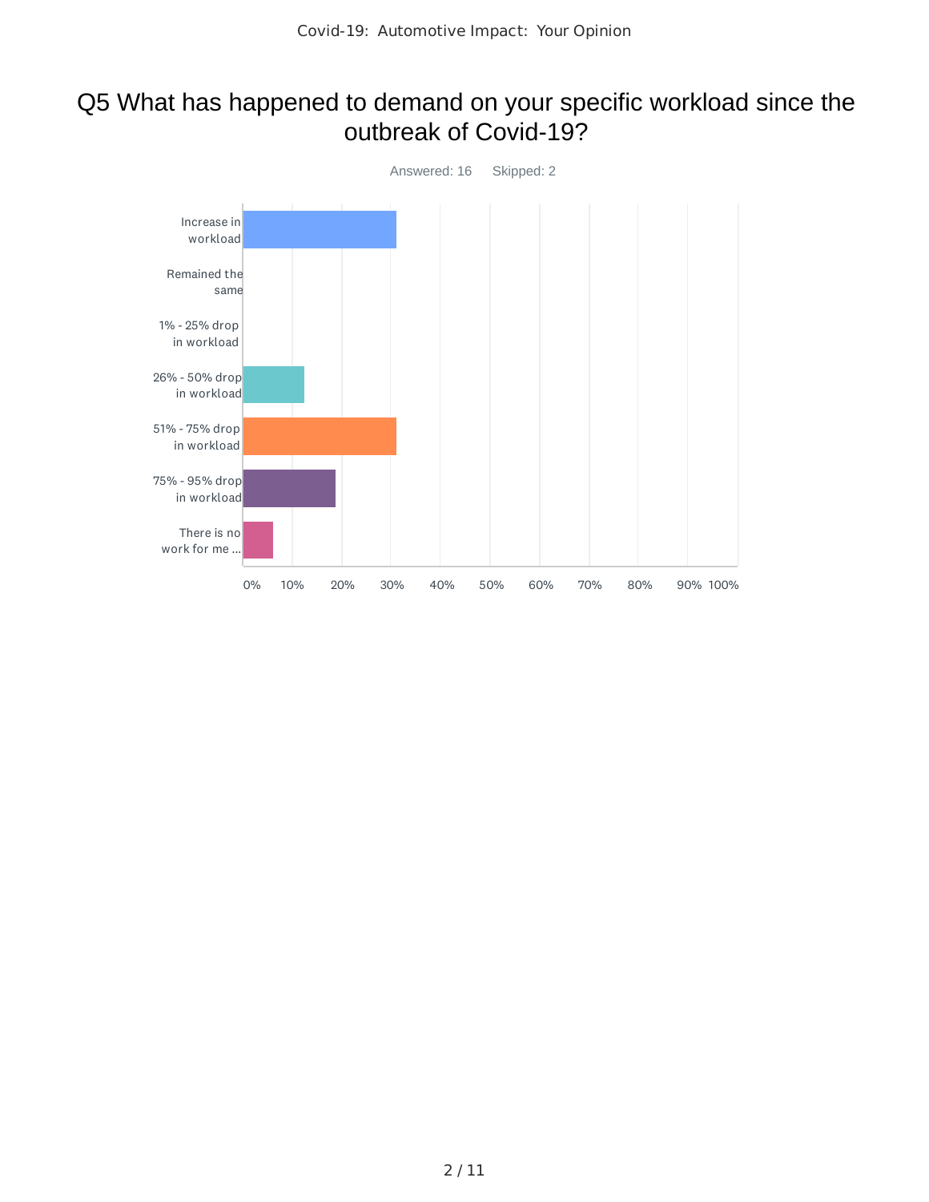# Q5 What has happened to demand on your specific workload since the outbreak of Covid-19?

Answered: 16 Skipped: 2

Increase in workload

Remained the same

1% - 25% drop in workload

26% - 50% drop in workload

51% - 75% drop in workload

75% - 95% drop in workload

There is no work for me ...

0% 10% 20% 30% 40% 50% 60% 70% 80% 90% 100%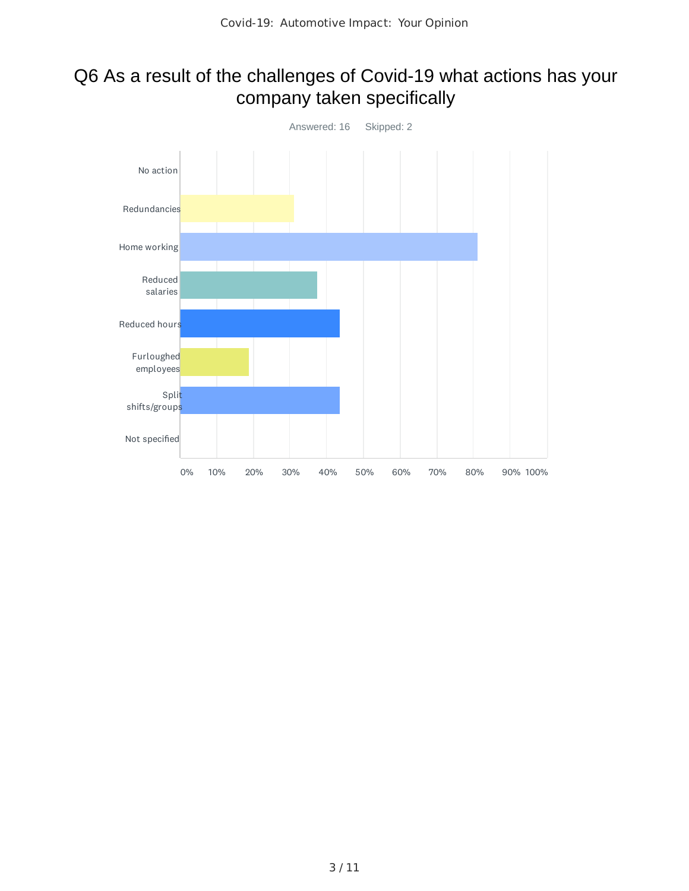# Q6 As a result of the challenges of Covid-19 what actions has your company taken specifically

Answered: 16 Skipped: 2

No action

Redundancies

Home working

Reduced salaries

Reduced hours

Furloughed employees

Split shifts/groups

Not specified

0% 10% 20% 30% 40% 50% 60% 70% 80% 90% 100%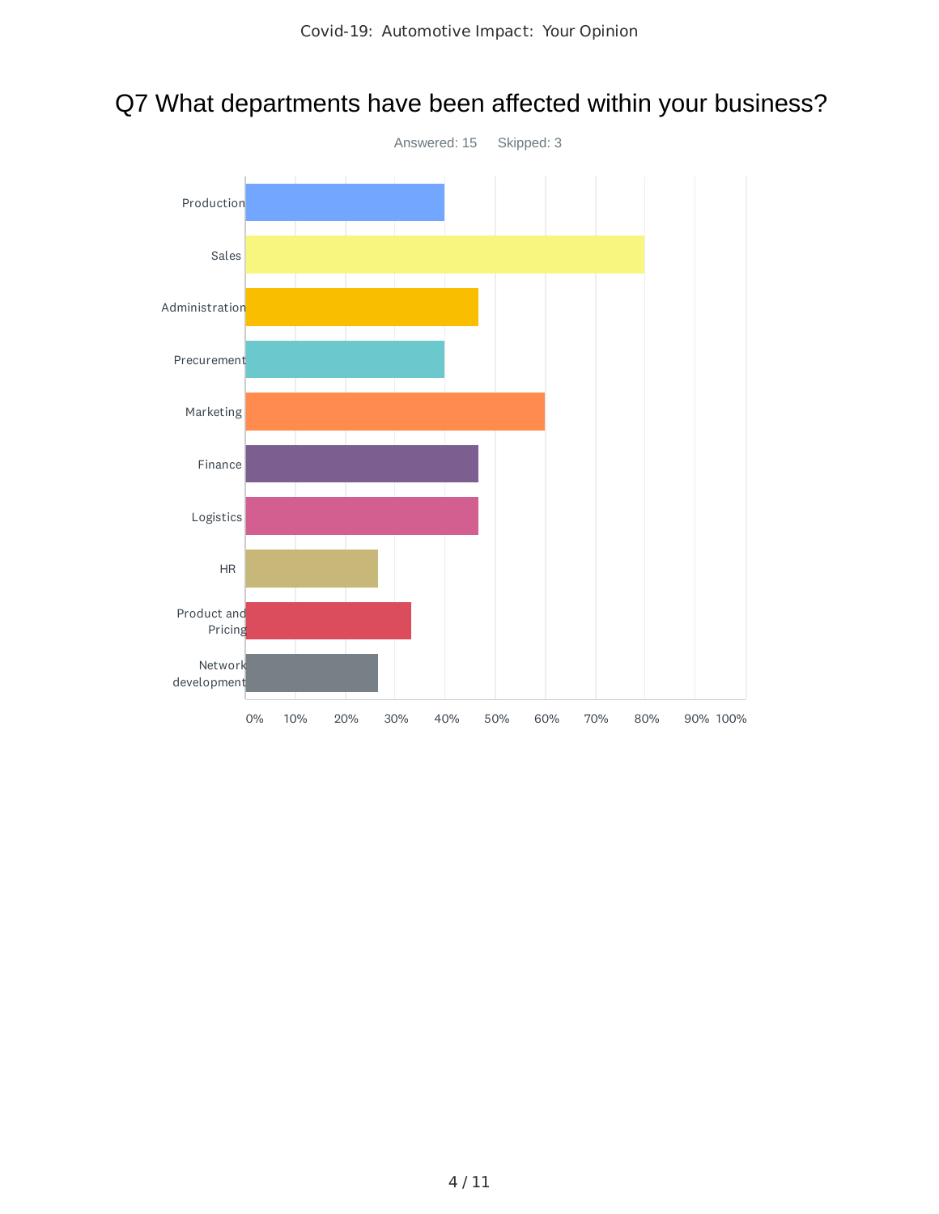# Q7 What departments have been affected within your business?

Answered: 15 Skipped: 3

Production

Sales

Administration

Precurement

Marketing

Finance

Logistics

HR

Product and Pricing

Network development

0% 10% 20% 30% 40% 50% 60% 70% 80% 90% 100%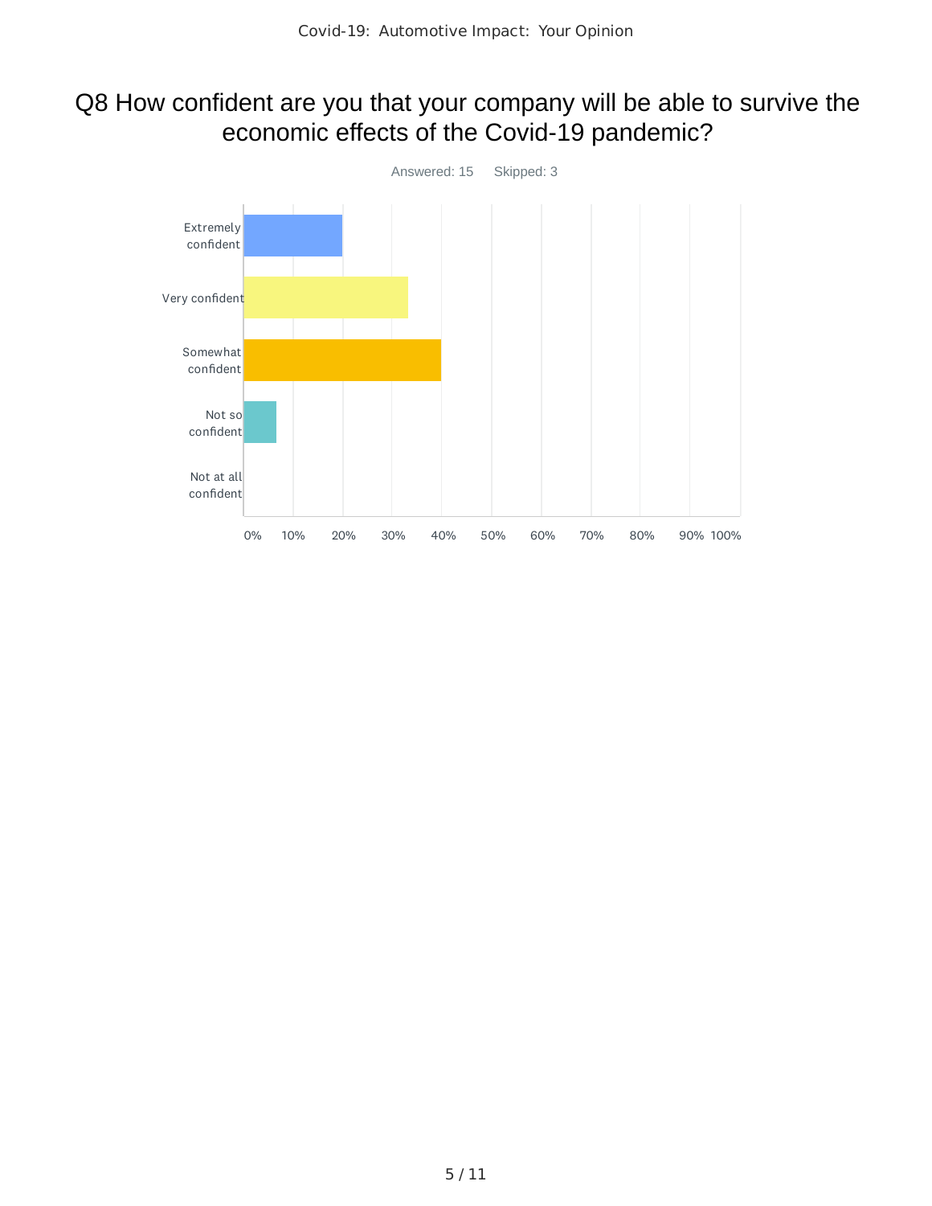# Q8 How confident are you that your company will be able to survive the economic effects of the Covid-19 pandemic?

Answered: 15 Skipped: 3

Extremely confident

Very confident

Somewhat confident

Not so confident

Not at all confident

0% 10% 20% 30% 40% 50% 60% 70% 80% 90% 100%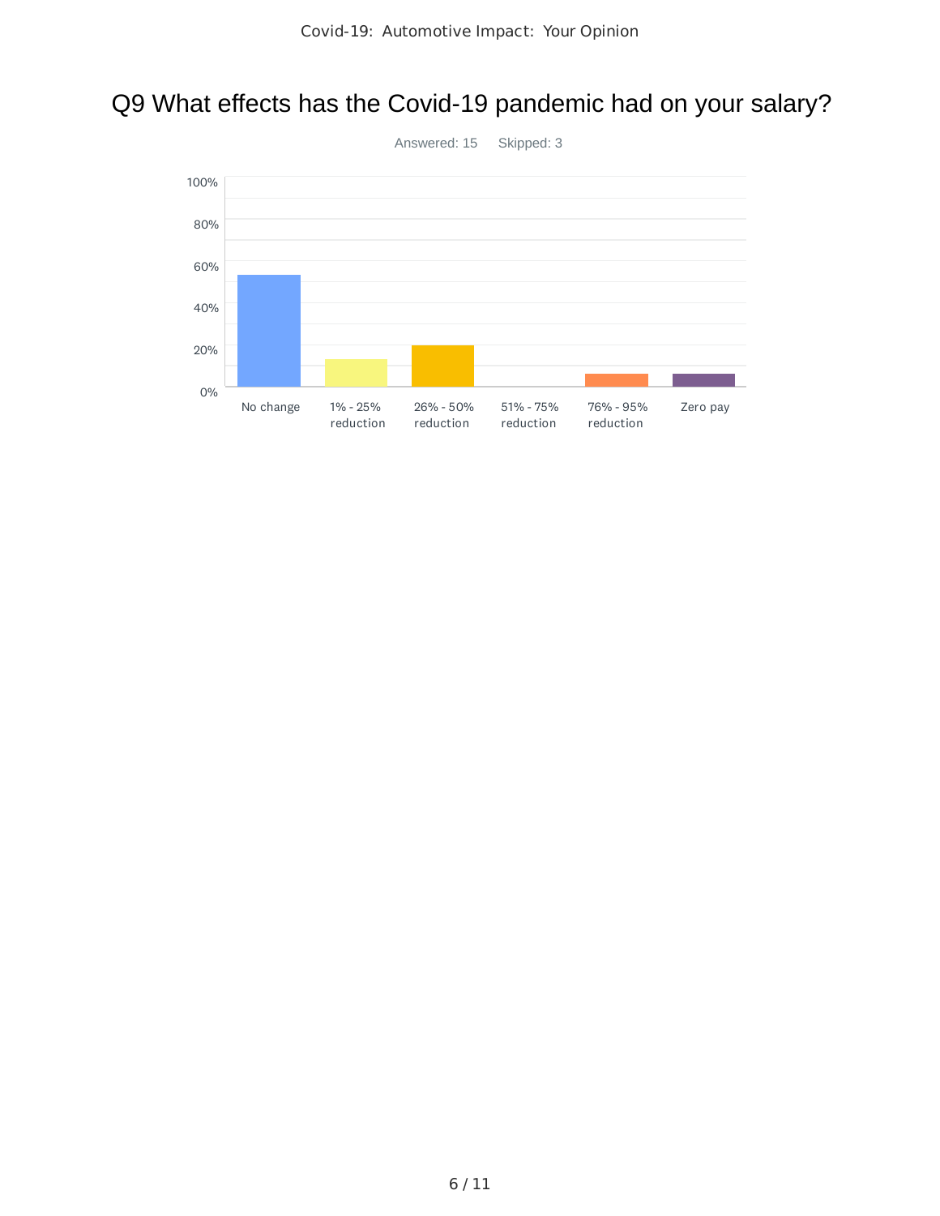# Q9 What effects has the Covid-19 pandemic had on your salary?

Answered: 15 Skipped: 3

100%
80%
60%
40%
20%
0%

No change | 1% - 25% reduction | 26% - 50% reduction | 51% - 75% reduction | 76% - 95% reduction | Zero pay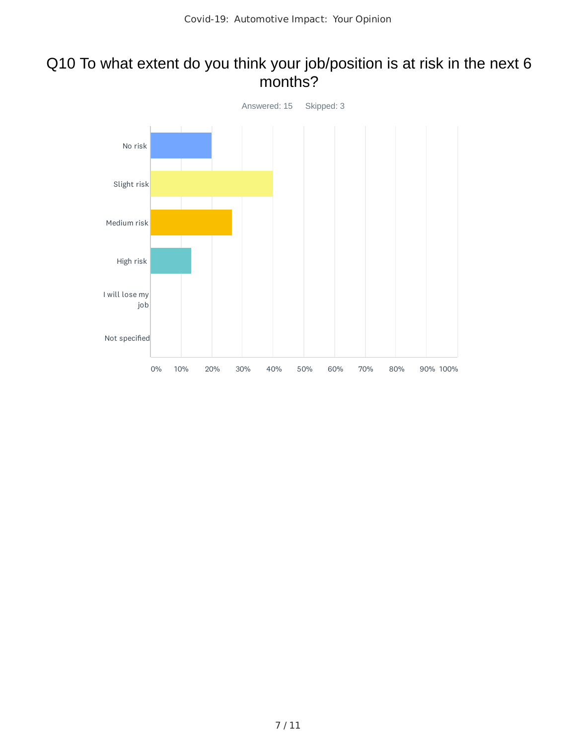# Q10 To what extent do you think your job/position is at risk in the next 6 months?

Answered: 15 Skipped: 3

No risk

Slight risk

Medium risk

High risk

I will lose my job

Not specified

0% 10% 20% 30% 40% 50% 60% 70% 80% 90% 100%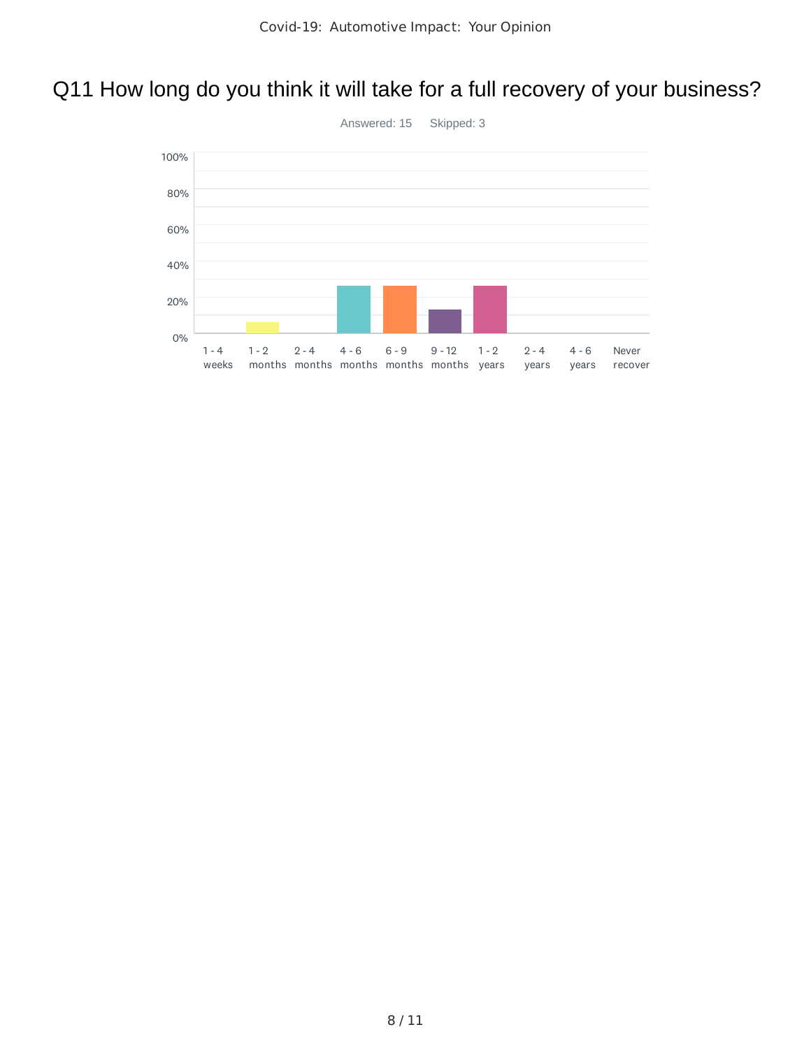## Q11 How long do you think it will take for a full recovery of your business?

Answered: 15 Skipped: 3

100%

80%

60%

40%

20%

0%

1 - 4 weeks | 1 - 2 months | 2 - 4 months | 4 - 6 months | 6 - 9 months | 9 - 12 months | 1 - 2 years | 2 - 4 years | 4 - 6 years | Never recover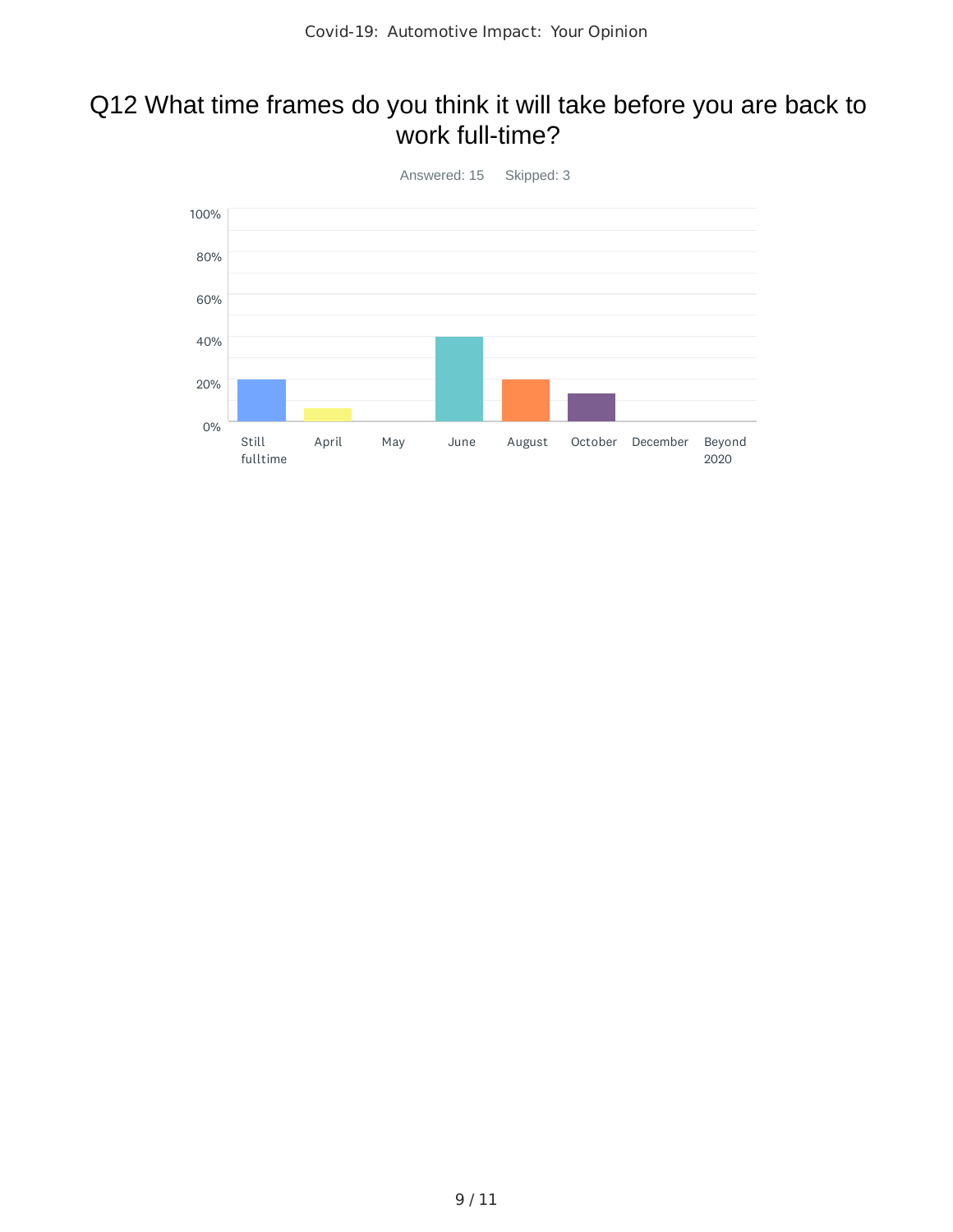# Q12 What time frames do you think it will take before you are back to work full-time?

Answered: 15    Skipped: 3

100%
80%
60%
40%
20%
0%

Still fulltime | April | May | June | August | October | December | Beyond 2020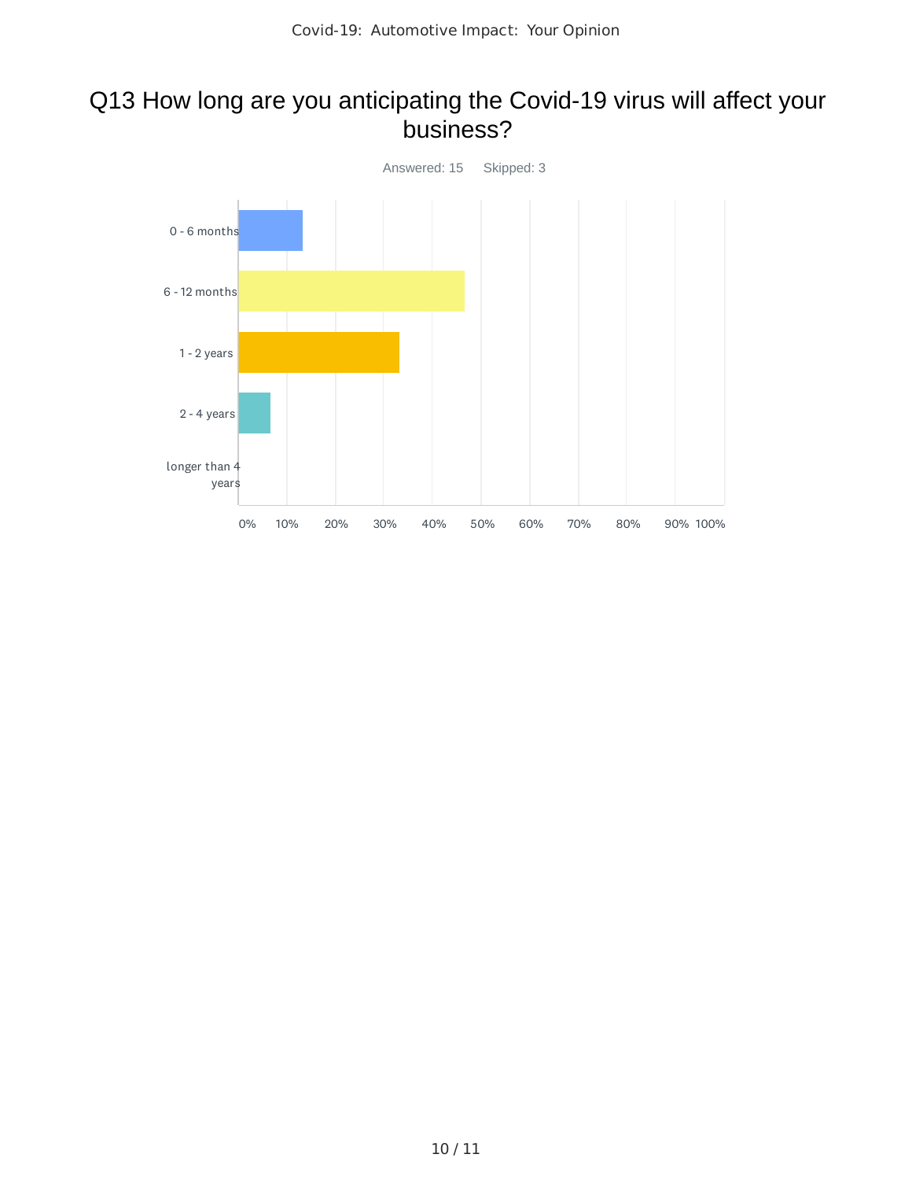# Q13 How long are you anticipating the Covid-19 virus will affect your business?

Answered: 15 Skipped: 3

0 - 6 months

6 - 12 months

1 - 2 years

2 - 4 years

longer than 4 years

0% 10% 20% 30% 40% 50% 60% 70% 80% 90% 100%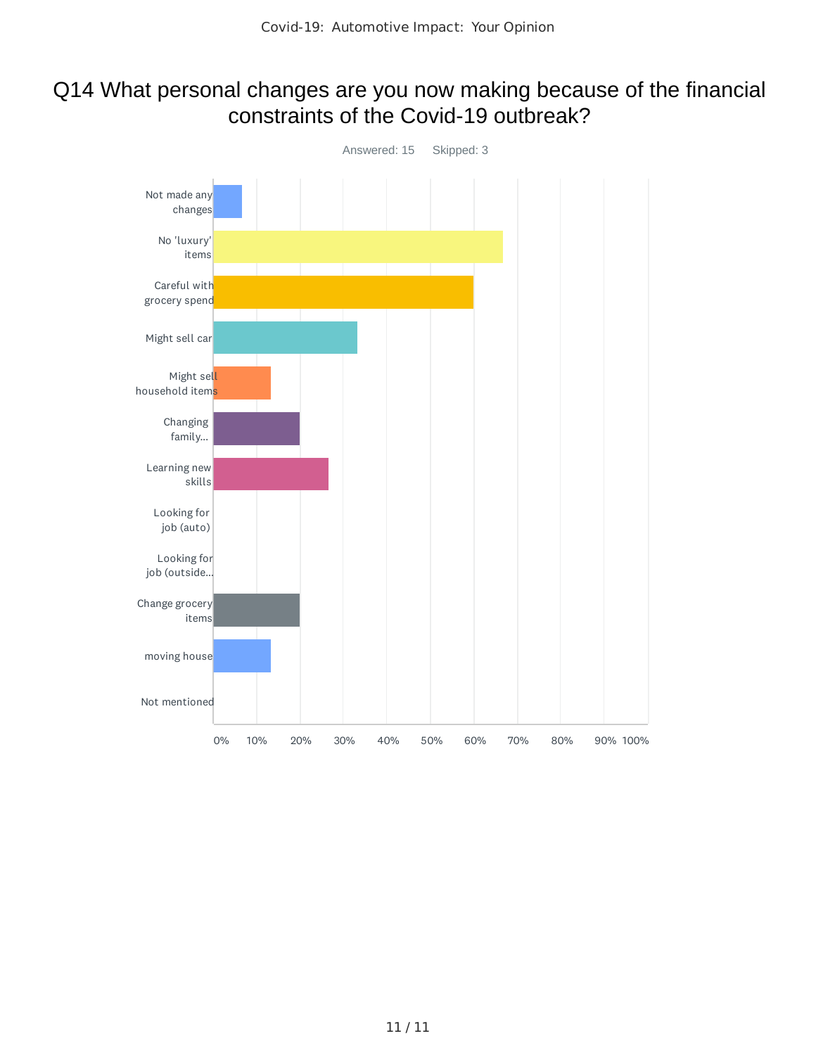Covid-19: Automotive Impact: Your Opinion

## Q14 What personal changes are you now making because of the financial constraints of the Covid-19 outbreak?

Answered: 15 Skipped: 3

Not made any changes

No 'luxury' items

Careful with grocery spend

Might sell car

Might sell household items

Changing family...

Learning new skills

Looking for job (auto)

Looking for job (outside...

Change grocery items

moving house

Not mentioned

0% 10% 20% 30% 40% 50% 60% 70% 80% 90% 100%